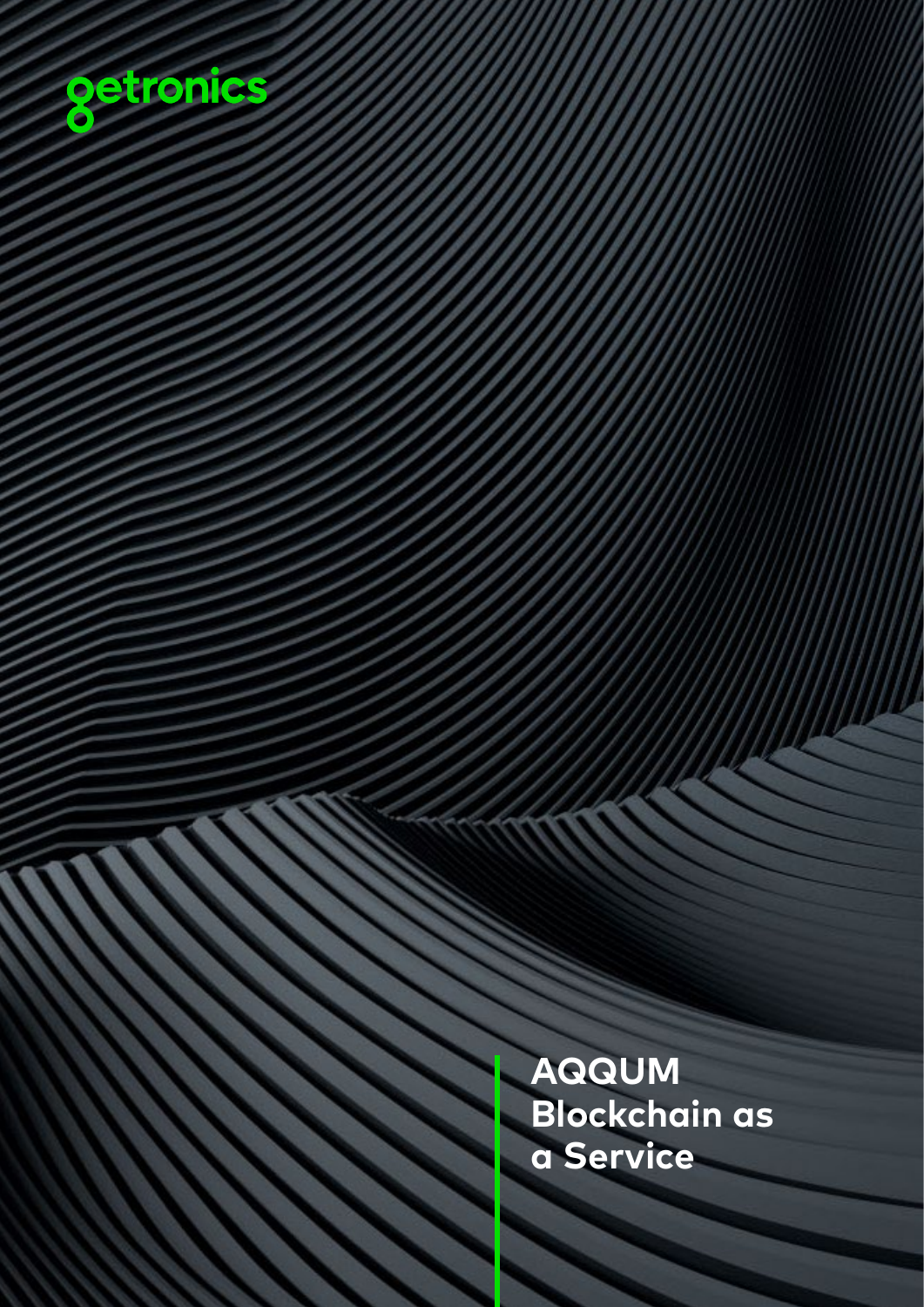getronics

# AQQUM Blockchain as a Service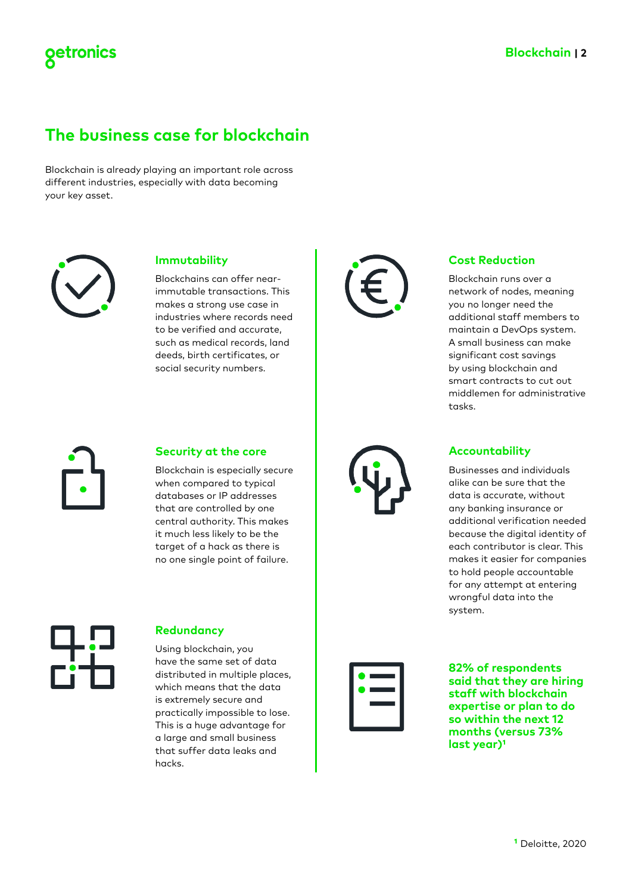## The business case for blockchain

Blockchain is already playing an important role across different industries, especially with data becoming your key asset.

### Immutability

Blockchains can offer near-immutable transactions. This makes a strong use case in industries where records need to be verified and accurate, such as medical records, land deeds, birth certificates, or social security numbers.

### Security at the core

Blockchain is especially secure when compared to typical databases or IP addresses that are controlled by one central authority. This makes it much less likely to be the target of a hack as there is no one single point of failure.

### Redundancy

Using blockchain, you have the same set of data distributed in multiple places, which means that the data is extremely secure and practically impossible to lose. This is a huge advantage for a large and small business that suffer data leaks and hacks.

### Cost Reduction

Blockchain runs over a network of nodes, meaning you no longer need the additional staff members to maintain a DevOps system. A small business can make significant cost savings by using blockchain and smart contracts to cut out middlemen for administrative tasks.

### Accountability

Businesses and individuals alike can be sure that the data is accurate, without any banking insurance or additional verification needed because the digital identity of each contributor is clear. This makes it easier for companies to hold people accountable for any attempt at entering wrongful data into the system.

**82% of respondents said that they are hiring staff with blockchain expertise or plan to do so within the next 12 months (versus 73% last year)[1]**

[1] Deloitte, 2020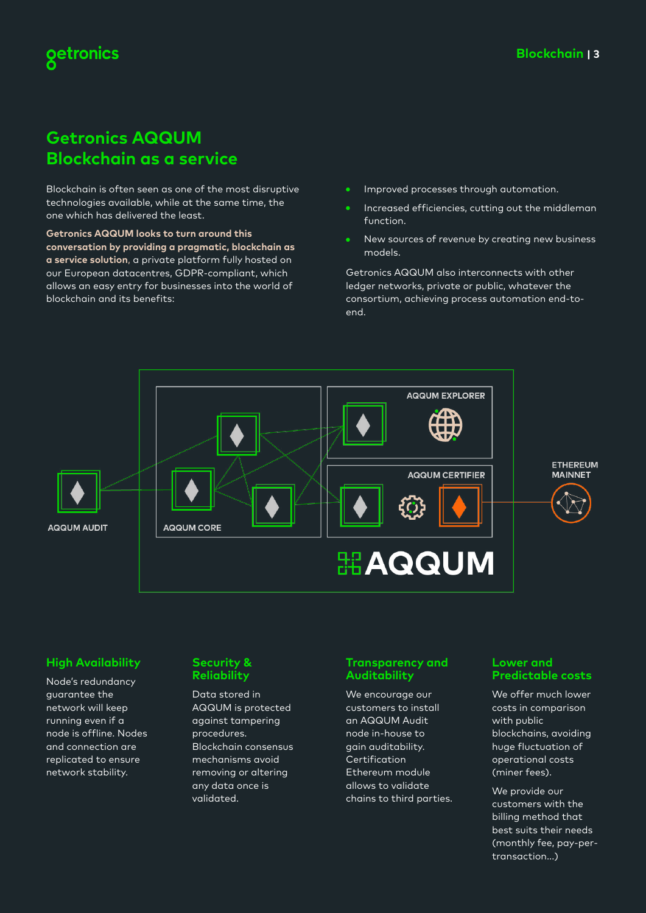## Getronics AQQUM Blockchain as a service

Blockchain is often seen as one of the most disruptive technologies available, while at the same time, the one which has delivered the least.

**Getronics AQQUM looks to turn around this conversation by providing a pragmatic, blockchain as a service solution**, a private platform fully hosted on our European datacentres, GDPR-compliant, which allows an easy entry for businesses into the world of blockchain and its benefits:

- Improved processes through automation.
- Increased efficiencies, cutting out the middleman function.
- New sources of revenue by creating new business models.

Getronics AQQUM also interconnects with other ledger networks, private or public, whatever the consortium, achieving process automation end-to-end.

AQQUM EXPLORER

AQQUM CERTIFIER

ETHEREUM MAINNET

AQQUM AUDIT

AQQUM CORE

AQQUM

### High Availability

Node's redundancy guarantee the network will keep running even if a node is offline. Nodes and connection are replicated to ensure network stability.

### Security & Reliability

Data stored in AQQUM is protected against tampering procedures. Blockchain consensus mechanisms avoid removing or altering any data once is validated.

### Transparency and Auditability

We encourage our customers to install an AQQUM Audit node in-house to gain auditability. Certification Ethereum module allows to validate chains to third parties.

### Lower and Predictable costs

We offer much lower costs in comparison with public blockchains, avoiding huge fluctuation of operational costs (miner fees).

We provide our customers with the billing method that best suits their needs (monthly fee, pay-per-transaction...)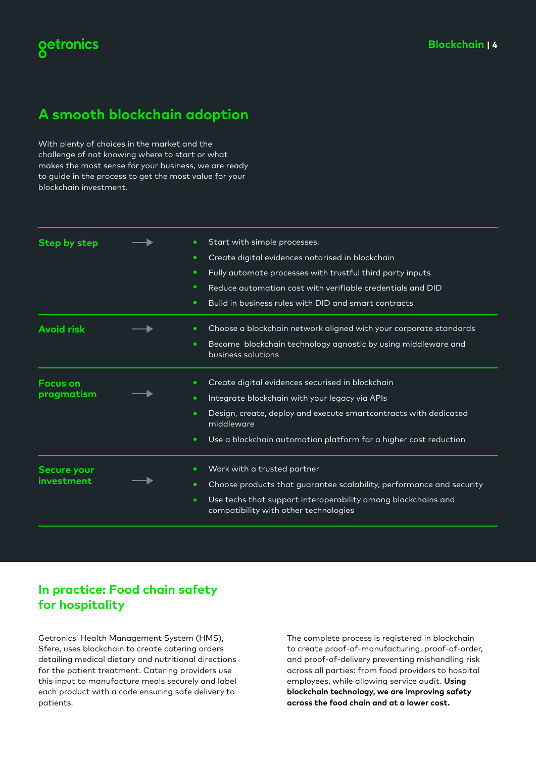## A smooth blockchain adoption

With plenty of choices in the market and the challenge of not knowing where to start or what makes the most sense for your business, we are ready to guide in the process to get the most value for your blockchain investment.

### Step by step

- Start with simple processes.
- Create digital evidences notarised in blockchain
- Fully automate processes with trustful third party inputs
- Reduce automation cost with verifiable credentials and DID
- Build in business rules with DID and smart contracts

### Avoid risk

- Choose a blockchain network aligned with your corporate standards
- Become blockchain technology agnostic by using middleware and business solutions

### Focus on pragmatism

- Create digital evidences securised in blockchain
- Integrate blockchain with your legacy via APIs
- Design, create, deploy and execute smartcontracts with dedicated middleware
- Use a blockchain automation platform for a higher cost reduction

### Secure your investment

- Work with a trusted partner
- Choose products that guarantee scalability, performance and security
- Use techs that support interoperability among blockchains and compatibility with other technologies

## In practice: Food chain safety for hospitality

Getronics' Health Management System (HMS), Sfere, uses blockchain to create catering orders detailing medical dietary and nutritional directions for the patient treatment. Catering providers use this input to manufacture meals securely and label each product with a code ensuring safe delivery to patients.

The complete process is registered in blockchain to create proof-of-manufacturing, proof-of-order, and proof-of-delivery preventing mishandling risk across all parties: from food providers to hospital employees, while allowing service audit. **Using blockchain technology, we are improving safety across the food chain and at a lower cost.**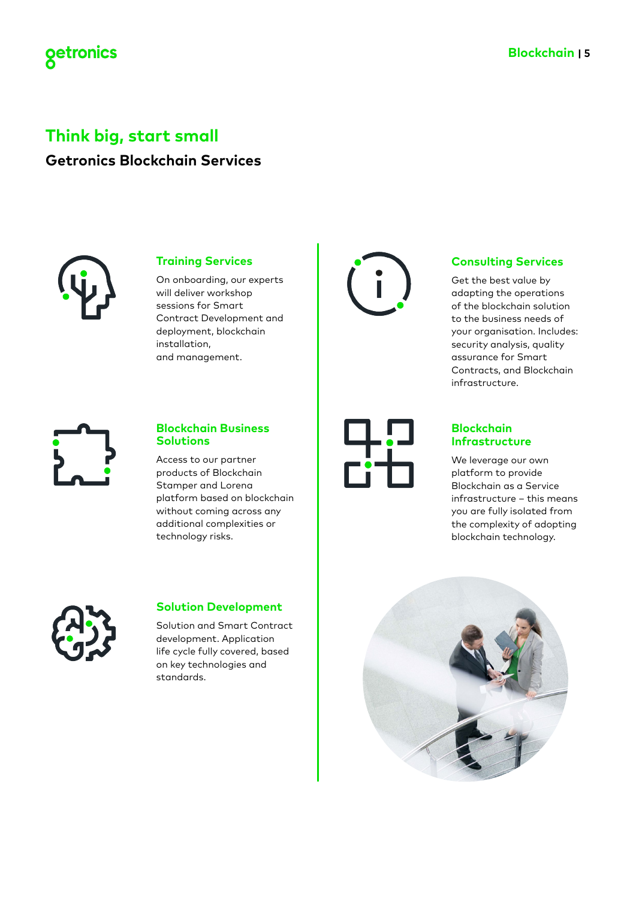## Think big, start small

### Getronics Blockchain Services

### Training Services

On onboarding, our experts will deliver workshop sessions for Smart Contract Development and deployment, blockchain installation, and management.

### Blockchain Business Solutions

Access to our partner products of Blockchain Stamper and Lorena platform based on blockchain without coming across any additional complexities or technology risks.

### Solution Development

Solution and Smart Contract development. Application life cycle fully covered, based on key technologies and standards.

### Consulting Services

Get the best value by adapting the operations of the blockchain solution to the business needs of your organisation. Includes: security analysis, quality assurance for Smart Contracts, and Blockchain infrastructure.

### Blockchain Infrastructure

We leverage our own platform to provide Blockchain as a Service infrastructure – this means you are fully isolated from the complexity of adopting blockchain technology.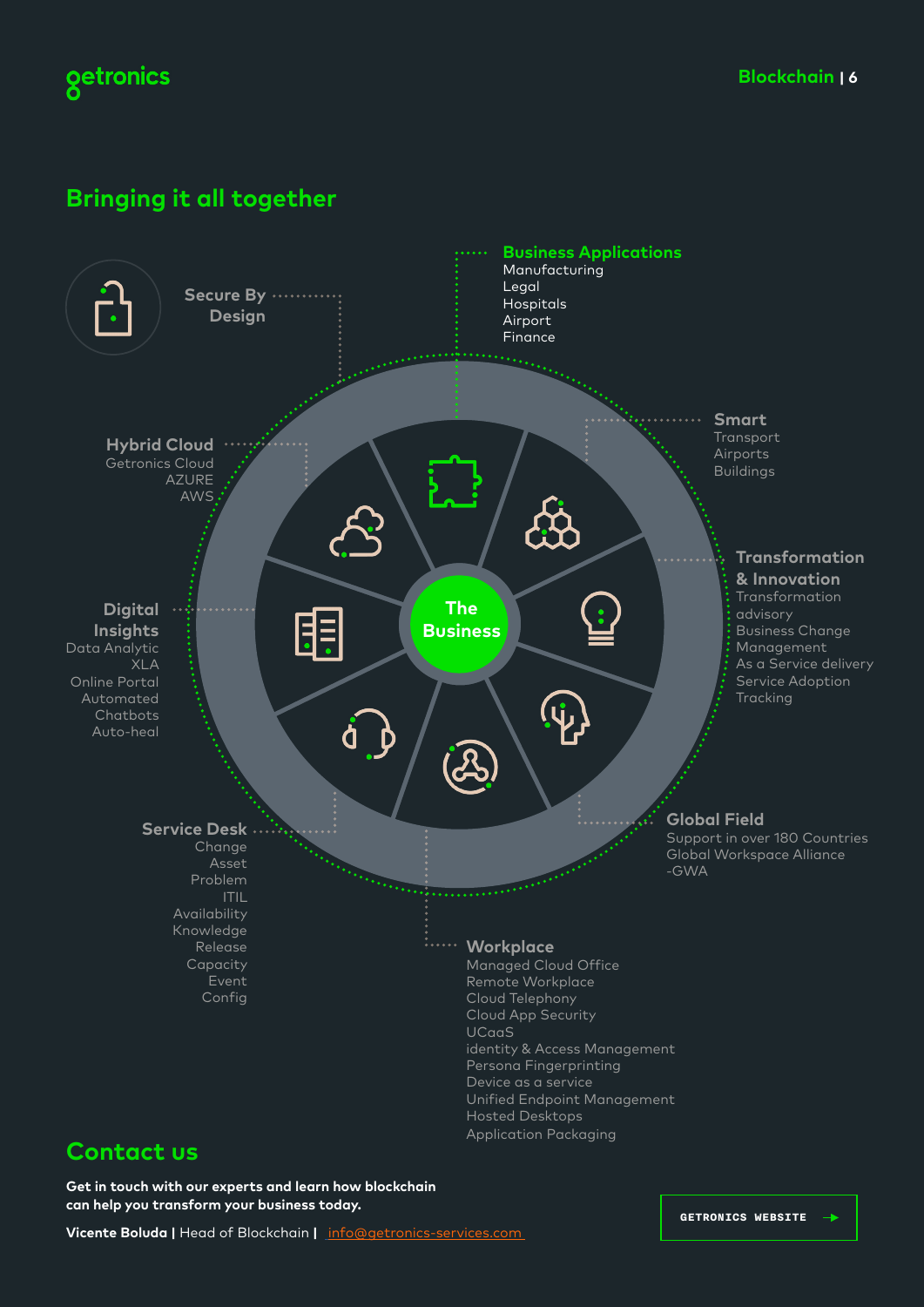## Bringing it all together

**Secure By Design**

**Business Applications**
Manufacturing
Legal
Hospitals
Airport
Finance

**Hybrid Cloud**
Getronics Cloud
AZURE
AWS

**Smart**
Transport
Airports
Buildings

**The Business**

**Transformation & Innovation**
Transformation advisory
Business Change Management
As a Service delivery
Service Adoption Tracking

**Digital Insights**
Data Analytic
XLA
Online Portal
Automated
Chatbots
Auto-heal

**Global Field**
Support in over 180 Countries
Global Workspace Alliance -GWA

**Service Desk**
Change
Asset
Problem
ITIL
Availability
Knowledge
Release
Capacity
Event
Config

**Workplace**
Managed Cloud Office
Remote Workplace
Cloud Telephony
Cloud App Security
UCaaS
identity & Access Management
Persona Fingerprinting
Device as a service
Unified Endpoint Management
Hosted Desktops
Application Packaging

## Contact us

**Get in touch with our experts and learn how blockchain can help you transform your business today.**

**Vicente Boluda |** Head of Blockchain | info@getronics-services.com

GETRONICS WEBSITE →